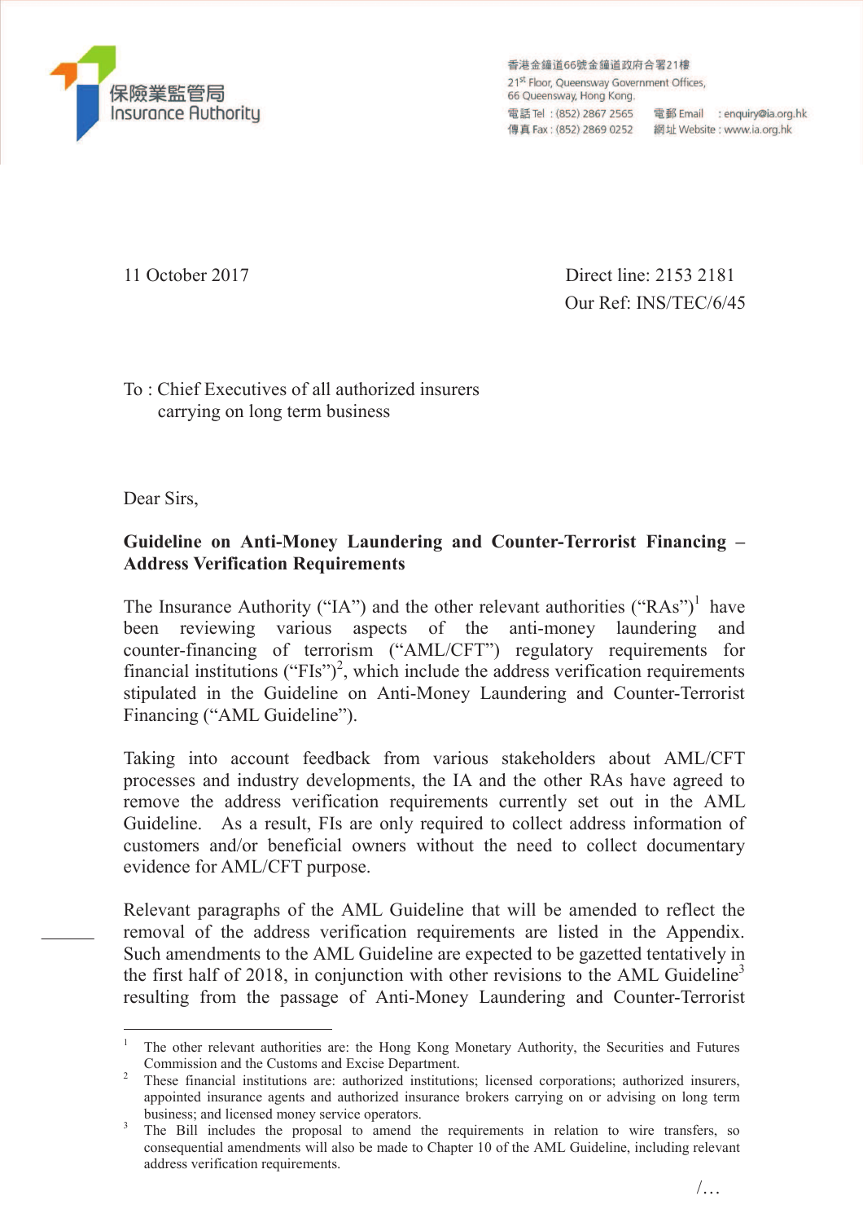保險業監管局
Insurance Authority

香港金鐘道66號金鐘道政府合署21樓
21st Floor, Queensway Government Offices,
66 Queensway, Hong Kong.
電話 Tel : (852) 2867 2565 電郵 Email : enquiry@ia.org.hk
傳真 Fax : (852) 2869 0252 網址 Website : www.ia.org.hk

11 October 2017

Direct line: 2153 2181
Our Ref: INS/TEC/6/45

To : Chief Executives of all authorized insurers
carrying on long term business

Dear Sirs,

**Guideline on Anti-Money Laundering and Counter-Terrorist Financing – Address Verification Requirements**

The Insurance Authority ("IA") and the other relevant authorities ("RAs")[1] have been reviewing various aspects of the anti-money laundering and counter-financing of terrorism ("AML/CFT") regulatory requirements for financial institutions ("FIs")[2], which include the address verification requirements stipulated in the Guideline on Anti-Money Laundering and Counter-Terrorist Financing ("AML Guideline").

Taking into account feedback from various stakeholders about AML/CFT processes and industry developments, the IA and the other RAs have agreed to remove the address verification requirements currently set out in the AML Guideline. As a result, FIs are only required to collect address information of customers and/or beneficial owners without the need to collect documentary evidence for AML/CFT purpose.

Relevant paragraphs of the AML Guideline that will be amended to reflect the removal of the address verification requirements are listed in the Appendix. Such amendments to the AML Guideline are expected to be gazetted tentatively in the first half of 2018, in conjunction with other revisions to the AML Guideline[3] resulting from the passage of Anti-Money Laundering and Counter-Terrorist

---

[1] The other relevant authorities are: the Hong Kong Monetary Authority, the Securities and Futures Commission and the Customs and Excise Department.

[2] These financial institutions are: authorized institutions; licensed corporations; authorized insurers, appointed insurance agents and authorized insurance brokers carrying on or advising on long term business; and licensed money service operators.

[3] The Bill includes the proposal to amend the requirements in relation to wire transfers, so consequential amendments will also be made to Chapter 10 of the AML Guideline, including relevant address verification requirements.

/…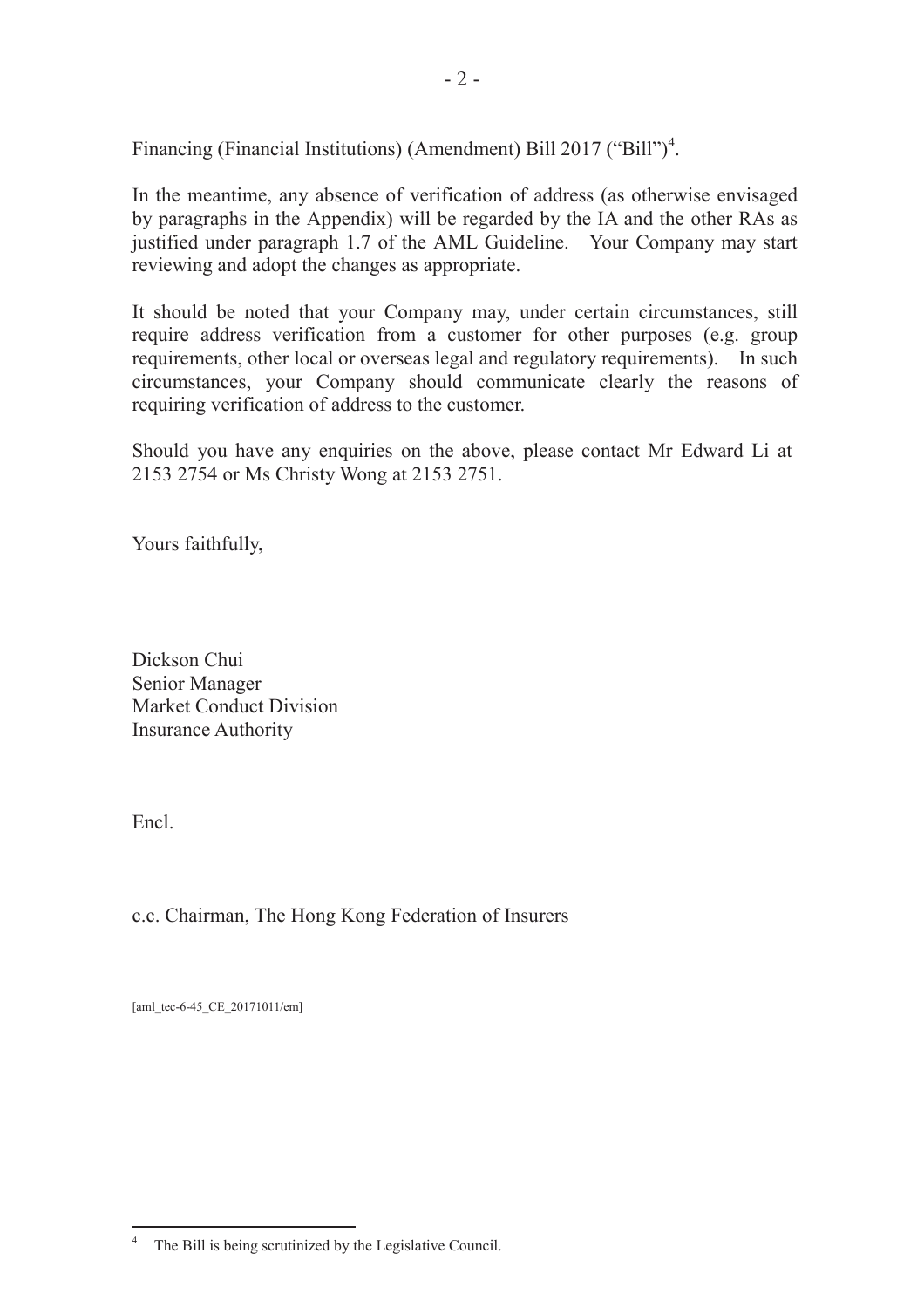Financing (Financial Institutions) (Amendment) Bill 2017 ("Bill")[4].

In the meantime, any absence of verification of address (as otherwise envisaged by paragraphs in the Appendix) will be regarded by the IA and the other RAs as justified under paragraph 1.7 of the AML Guideline. Your Company may start reviewing and adopt the changes as appropriate.

It should be noted that your Company may, under certain circumstances, still require address verification from a customer for other purposes (e.g. group requirements, other local or overseas legal and regulatory requirements). In such circumstances, your Company should communicate clearly the reasons of requiring verification of address to the customer.

Should you have any enquiries on the above, please contact Mr Edward Li at 2153 2754 or Ms Christy Wong at 2153 2751.

Yours faithfully,

Dickson Chui
Senior Manager
Market Conduct Division
Insurance Authority

Encl.

c.c. Chairman, The Hong Kong Federation of Insurers

[aml_tec-6-45_CE_20171011/em]

---

[4] The Bill is being scrutinized by the Legislative Council.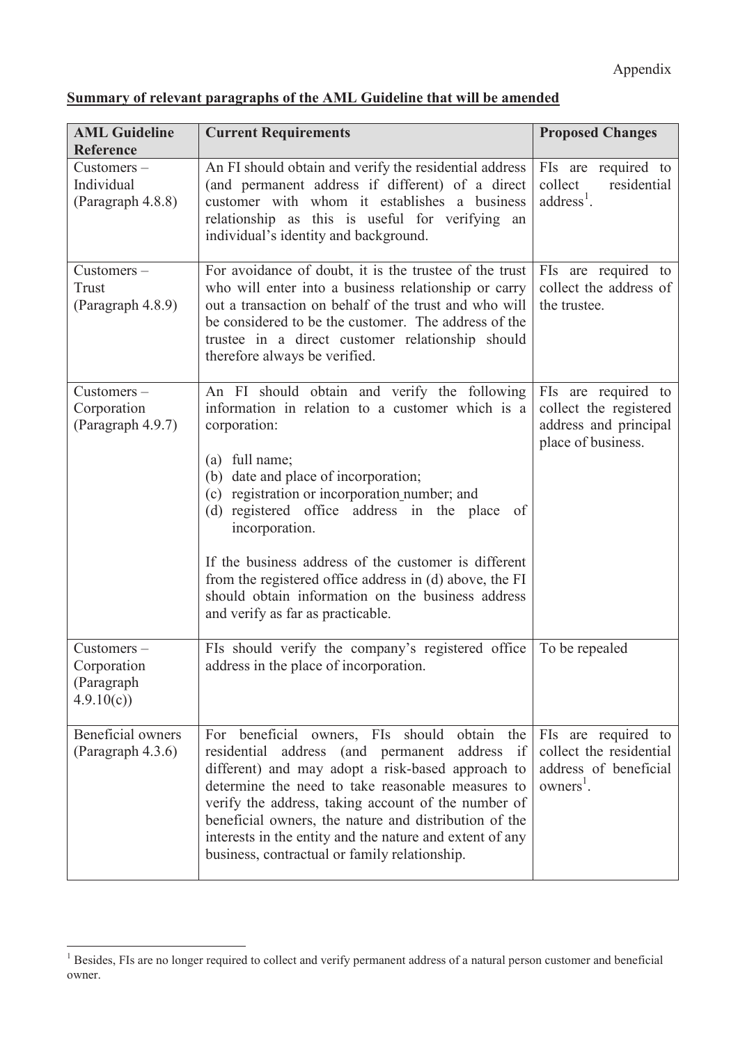Appendix

**Summary of relevant paragraphs of the AML Guideline that will be amended**

| AML Guideline Reference | Current Requirements | Proposed Changes |
|---|---|---|
| Customers – Individual (Paragraph 4.8.8) | An FI should obtain and verify the residential address (and permanent address if different) of a direct customer with whom it establishes a business relationship as this is useful for verifying an individual's identity and background. | FIs are required to collect residential address[1]. |
| Customers – Trust (Paragraph 4.8.9) | For avoidance of doubt, it is the trustee of the trust who will enter into a business relationship or carry out a transaction on behalf of the trust and who will be considered to be the customer. The address of the trustee in a direct customer relationship should therefore always be verified. | FIs are required to collect the address of the trustee. |
| Customers – Corporation (Paragraph 4.9.7) | An FI should obtain and verify the following information in relation to a customer which is a corporation:<br><br>(a) full name;<br>(b) date and place of incorporation;<br>(c) registration or incorporation number; and<br>(d) registered office address in the place of incorporation.<br><br>If the business address of the customer is different from the registered office address in (d) above, the FI should obtain information on the business address and verify as far as practicable. | FIs are required to collect the registered address and principal place of business. |
| Customers – Corporation (Paragraph 4.9.10(c)) | FIs should verify the company's registered office address in the place of incorporation. | To be repealed |
| Beneficial owners (Paragraph 4.3.6) | For beneficial owners, FIs should obtain the residential address (and permanent address if different) and may adopt a risk-based approach to determine the need to take reasonable measures to verify the address, taking account of the number of beneficial owners, the nature and distribution of the interests in the entity and the nature and extent of any business, contractual or family relationship. | FIs are required to collect the residential address of beneficial owners[1]. |

[1] Besides, FIs are no longer required to collect and verify permanent address of a natural person customer and beneficial owner.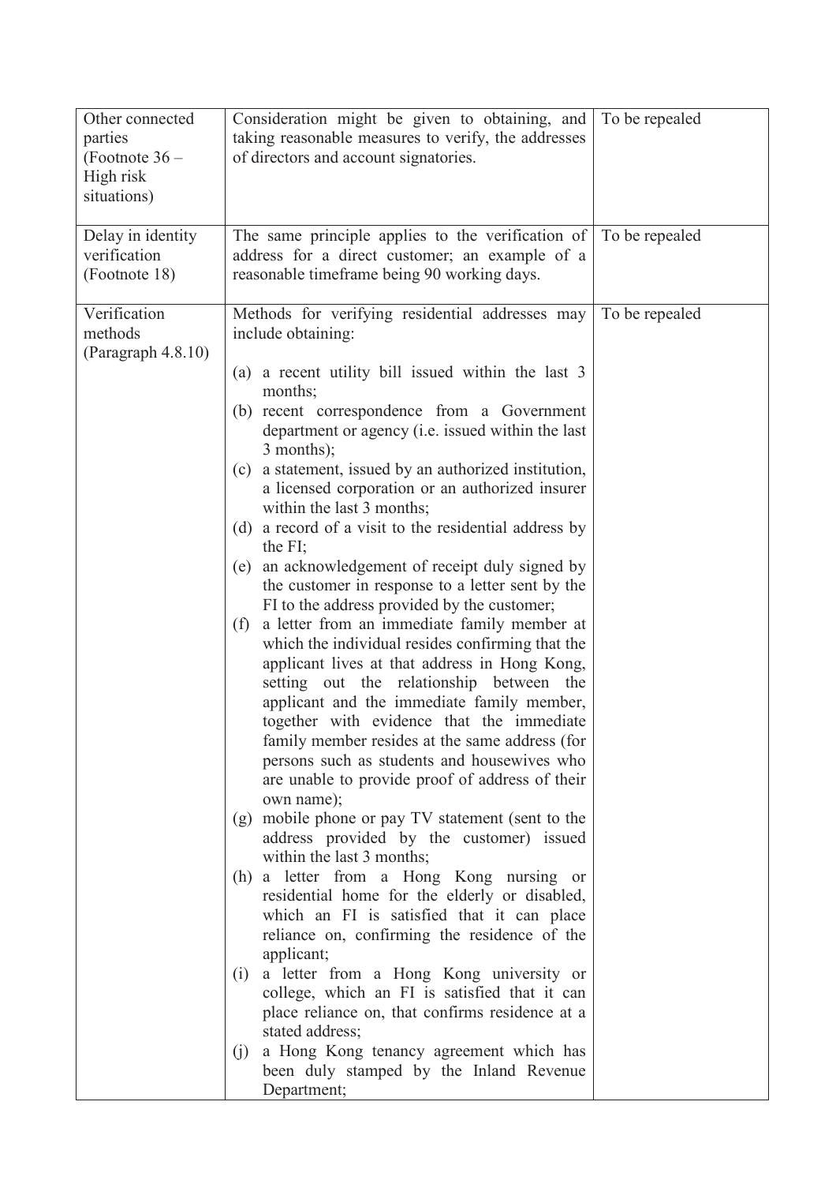| Other connected parties (Footnote 36 – High risk situations) | Consideration might be given to obtaining, and taking reasonable measures to verify, the addresses of directors and account signatories. | To be repealed |
|---|---|---|
| Delay in identity verification (Footnote 18) | The same principle applies to the verification of address for a direct customer; an example of a reasonable timeframe being 90 working days. | To be repealed |
| Verification methods (Paragraph 4.8.10) | Methods for verifying residential addresses may include obtaining:<br><br>(a) a recent utility bill issued within the last 3 months;<br>(b) recent correspondence from a Government department or agency (i.e. issued within the last 3 months);<br>(c) a statement, issued by an authorized institution, a licensed corporation or an authorized insurer within the last 3 months;<br>(d) a record of a visit to the residential address by the FI;<br>(e) an acknowledgement of receipt duly signed by the customer in response to a letter sent by the FI to the address provided by the customer;<br>(f) a letter from an immediate family member at which the individual resides confirming that the applicant lives at that address in Hong Kong, setting out the relationship between the applicant and the immediate family member, together with evidence that the immediate family member resides at the same address (for persons such as students and housewives who are unable to provide proof of address of their own name);<br>(g) mobile phone or pay TV statement (sent to the address provided by the customer) issued within the last 3 months;<br>(h) a letter from a Hong Kong nursing or residential home for the elderly or disabled, which an FI is satisfied that it can place reliance on, confirming the residence of the applicant;<br>(i) a letter from a Hong Kong university or college, which an FI is satisfied that it can place reliance on, that confirms residence at a stated address;<br>(j) a Hong Kong tenancy agreement which has been duly stamped by the Inland Revenue Department; | To be repealed |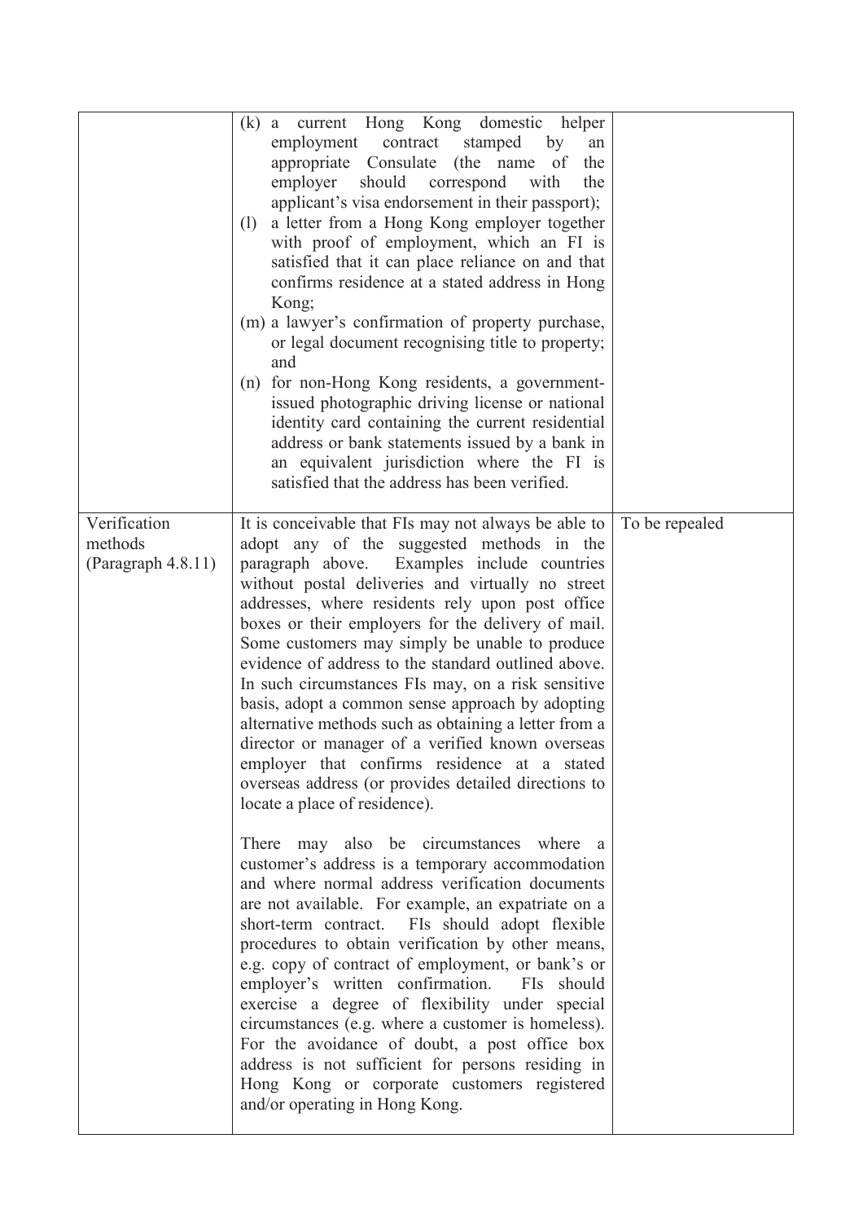| | | |
|---|---|---|
| | (k) a current Hong Kong domestic helper employment contract stamped by an appropriate Consulate (the name of the employer should correspond with the applicant's visa endorsement in their passport);<br>(l) a letter from a Hong Kong employer together with proof of employment, which an FI is satisfied that it can place reliance on and that confirms residence at a stated address in Hong Kong;<br>(m) a lawyer's confirmation of property purchase, or legal document recognising title to property; and<br>(n) for non-Hong Kong residents, a government-issued photographic driving license or national identity card containing the current residential address or bank statements issued by a bank in an equivalent jurisdiction where the FI is satisfied that the address has been verified. | |
| Verification methods (Paragraph 4.8.11) | It is conceivable that FIs may not always be able to adopt any of the suggested methods in the paragraph above. Examples include countries without postal deliveries and virtually no street addresses, where residents rely upon post office boxes or their employers for the delivery of mail. Some customers may simply be unable to produce evidence of address to the standard outlined above. In such circumstances FIs may, on a risk sensitive basis, adopt a common sense approach by adopting alternative methods such as obtaining a letter from a director or manager of a verified known overseas employer that confirms residence at a stated overseas address (or provides detailed directions to locate a place of residence).<br><br>There may also be circumstances where a customer's address is a temporary accommodation and where normal address verification documents are not available. For example, an expatriate on a short-term contract. FIs should adopt flexible procedures to obtain verification by other means, e.g. copy of contract of employment, or bank's or employer's written confirmation. FIs should exercise a degree of flexibility under special circumstances (e.g. where a customer is homeless). For the avoidance of doubt, a post office box address is not sufficient for persons residing in Hong Kong or corporate customers registered and/or operating in Hong Kong. | To be repealed |